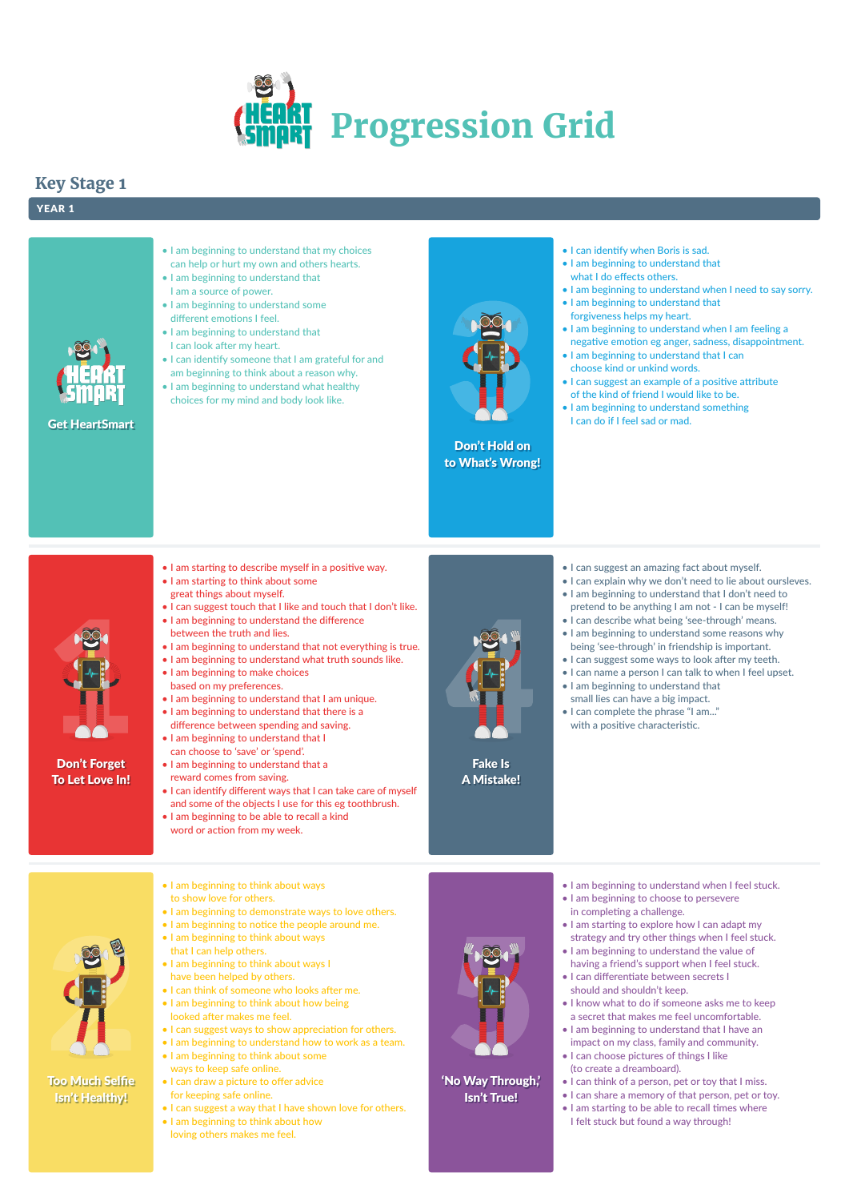# HeartSmart Progression Grid

## Key Stage 1

### YEAR 1

#### Get HeartSmart

- I am beginning to understand that my choices can help or hurt my own and others hearts.
- I am beginning to understand that I am a source of power.
- I am beginning to understand some different emotions I feel.
- I am beginning to understand that I can look after my heart.
- I can identify someone that I am grateful for and am beginning to think about a reason why.
- I am beginning to understand what healthy choices for my mind and body look like.

#### Don't Hold on to What's Wrong!

- I can identify when Boris is sad.
- I am beginning to understand that what I do effects others.
- I am beginning to understand when I need to say sorry.
- I am beginning to understand that forgiveness helps my heart.
- I am beginning to understand when I am feeling a negative emotion eg anger, sadness, disappointment.
- I am beginning to understand that I can choose kind or unkind words.
- I can suggest an example of a positive attribute of the kind of friend I would like to be.
- I am beginning to understand something I can do if I feel sad or mad.

#### Don't Forget To Let Love In!

- I am starting to describe myself in a positive way.
- I am starting to think about some great things about myself.
- I can suggest touch that I like and touch that I don't like.
- I am beginning to understand the difference between the truth and lies.
- I am beginning to understand that not everything is true.
- I am beginning to understand what truth sounds like.
- I am beginning to make choices based on my preferences.
- I am beginning to understand that I am unique.
- I am beginning to understand that there is a difference between spending and saving.
- I am beginning to understand that I can choose to 'save' or 'spend'.
- I am beginning to understand that a reward comes from saving.
- I can identify different ways that I can take care of myself and some of the objects I use for this eg toothbrush.
- I am beginning to be able to recall a kind word or action from my week.

#### Fake Is A Mistake!

- I can suggest an amazing fact about myself.
- I can explain why we don't need to lie about oursleves.
- I am beginning to understand that I don't need to pretend to be anything I am not - I can be myself!
- I can describe what being 'see-through' means.
- I am beginning to understand some reasons why being 'see-through' in friendship is important.
- I can suggest some ways to look after my teeth.
- I can name a person I can talk to when I feel upset.
- I am beginning to understand that small lies can have a big impact.
- I can complete the phrase "I am..." with a positive characteristic.

#### Too Much Selfie Isn't Healthy!

- I am beginning to think about ways to show love for others.
- I am beginning to demonstrate ways to love others.
- I am beginning to notice the people around me.
- I am beginning to think about ways that I can help others.
- I am beginning to think about ways I have been helped by others.
- I can think of someone who looks after me.
- I am beginning to think about how being looked after makes me feel.
- I can suggest ways to show appreciation for others.
- I am beginning to understand how to work as a team.
- I am beginning to think about some ways to keep safe online.
- I can draw a picture to offer advice for keeping safe online.
- I can suggest a way that I have shown love for others.
- I am beginning to think about how loving others makes me feel.

#### 'No Way Through,' Isn't True!

- I am beginning to understand when I feel stuck.
- I am beginning to choose to persevere in completing a challenge.
- I am starting to explore how I can adapt my strategy and try other things when I feel stuck.
- I am beginning to understand the value of having a friend's support when I feel stuck.
- I can differentiate between secrets I should and shouldn't keep.
- I know what to do if someone asks me to keep a secret that makes me feel uncomfortable.
- I am beginning to understand that I have an impact on my class, family and community.
- I can choose pictures of things I like (to create a dreamboard).
- I can think of a person, pet or toy that I miss.
- I can share a memory of that person, pet or toy.
- I am starting to be able to recall times where I felt stuck but found a way through!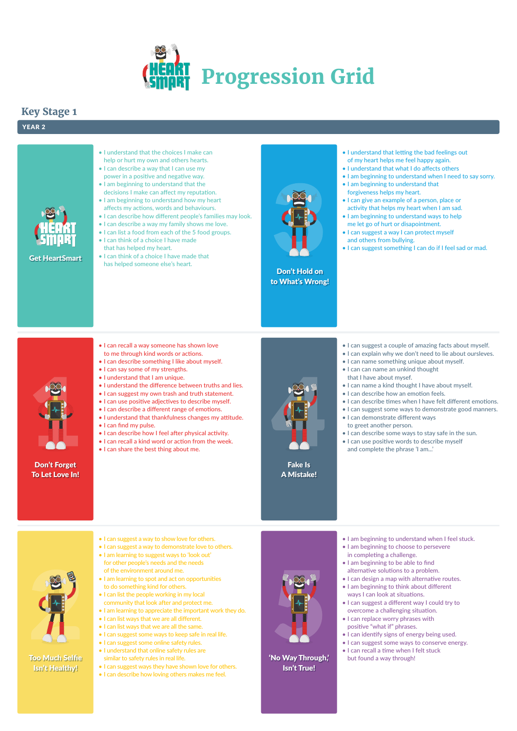# Progression Grid

## Key Stage 1

### YEAR 2

#### Get HeartSmart

- I understand that the choices I make can help or hurt my own and others hearts.
- I can describe a way that I can use my power in a positive and negative way.
- I am beginning to understand that the decisions I make can affect my reputation.
- I am beginning to understand how my heart affects my actions, words and behaviours.
- I can describe how different people's families may look.
- I can describe a way my family shows me love.
- I can list a food from each of the 5 food groups.
- I can think of a choice I have made that has helped my heart.
- I can think of a choice I have made that has helped someone else's heart.

#### Don't Hold on to What's Wrong!

- I understand that letting the bad feelings out of my heart helps me feel happy again.
- I understand that what I do affects others
- I am beginning to understand when I need to say sorry.
- I am beginning to understand that forgiveness helps my heart.
- I can give an example of a person, place or activity that helps my heart when I am sad.
- I am beginning to understand ways to help me let go of hurt or disappointment.
- I can suggest a way I can protect myself and others from bullying.
- I can suggest something I can do if I feel sad or mad.

#### Don't Forget To Let Love In!

- I can recall a way someone has shown love to me through kind words or actions.
- I can describe something I like about myself.
- I can say some of my strengths.
- I understand that I am unique.
- I understand the difference between truths and lies.
- I can suggest my own trash and truth statement.
- I can use positive adjectives to describe myself.
- I can describe a different range of emotions.
- I understand that thankfulness changes my attitude.
- I can find my pulse.
- I can describe how I feel after physical activity.
- I can recall a kind word or action from the week.
- I can share the best thing about me.

#### Fake Is A Mistake!

- I can suggest a couple of amazing facts about myself.
- I can explain why we don't need to lie about ourselves.
- I can name something unique about myself.
- I can can name an unkind thought that I have about mysef.
- I can name a kind thought I have about myself.
- I can describe how an emotion feels.
- I can describe times when I have felt different emotions.
- I can suggest some ways to demonstrate good manners.
- I can demonstrate different ways to greet another person.
- I can describe some ways to stay safe in the sun.
- I can use positive words to describe myself and complete the phrase 'I am...'

#### Too Much Selfie Isn't Healthy!

- I can suggest a way to show love for others.
- I can suggest a way to demonstrate love to others.
- I am learning to suggest ways to 'look out' for other people's needs and the needs of the environment around me.
- I am learning to spot and act on opportunities to do something kind for others.
- I can list the people working in my local community that look after and protect me.
- I am learning to appreciate the important work they do.
- I can list ways that we are all different.
- I can list ways that we are all the same.
- I can suggest some ways to keep safe in real life.
- I can suggest some online safety rules.
- I understand that online safety rules are similar to safety rules in real life.
- I can suggest ways they have shown love for others.
- I can describe how loving others makes me feel.

#### 'No Way Through,' Isn't True!

- I am beginning to understand when I feel stuck.
- I am beginning to choose to persevere in completing a challenge.
- I am beginning to be able to find alternative solutions to a problem.
- I can design a map with alternative routes.
- I am beginning to think about different ways I can look at situations.
- I can suggest a different way I could try to overcome a challenging situation.
- I can replace worry phrases with positive "what if" phrases.
- I can identify signs of energy being used.
- I can suggest some ways to conserve energy.
- I can recall a time when I felt stuck but found a way through!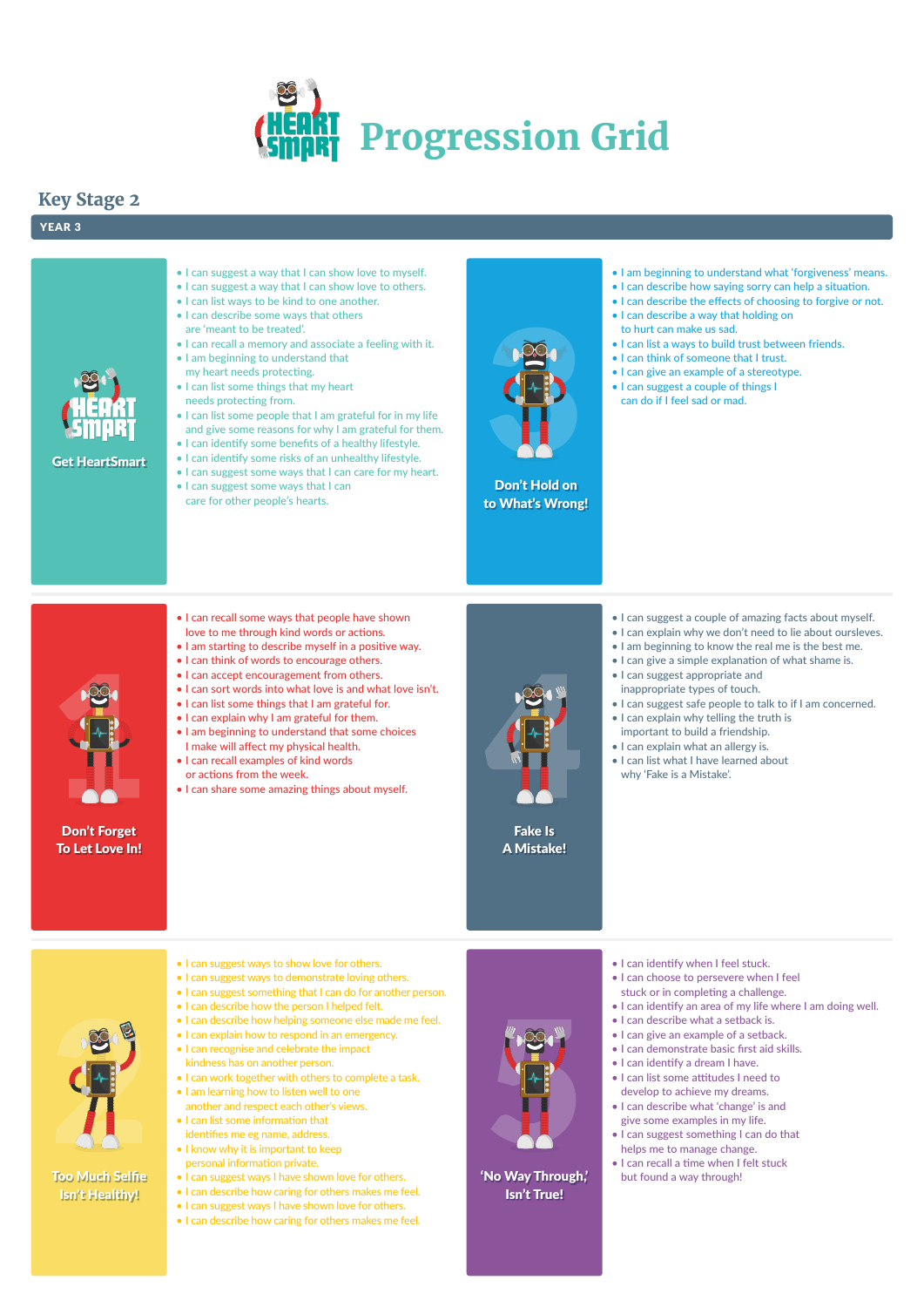# Progression Grid

## Key Stage 2

### YEAR 3

#### Get HeartSmart

- I can suggest a way that I can show love to myself.
- I can suggest a way that I can show love to others.
- I can list ways to be kind to one another.
- I can describe some ways that others are 'meant to be treated'.
- I can recall a memory and associate a feeling with it.
- I am beginning to understand that my heart needs protecting.
- I can list some things that my heart needs protecting from.
- I can list some people that I am grateful for in my life and give some reasons for why I am grateful for them.
- I can identify some benefits of a healthy lifestyle.
- I can identify some risks of an unhealthy lifestyle.
- I can suggest some ways that I can care for my heart.
- I can suggest some ways that I can care for other people's hearts.

#### Don't Hold on to What's Wrong!

- I am beginning to understand what 'forgiveness' means.
- I can describe how saying sorry can help a situation.
- I can describe the effects of choosing to forgive or not.
- I can describe a way that holding on to hurt can make us sad.
- I can list a ways to build trust between friends.
- I can think of someone that I trust.
- I can give an example of a stereotype.
- I can suggest a couple of things I can do if I feel sad or mad.

#### Don't Forget To Let Love In!

- I can recall some ways that people have shown love to me through kind words or actions.
- I am starting to describe myself in a positive way.
- I can think of words to encourage others.
- I can accept encouragement from others.
- I can sort words into what love is and what love isn't.
- I can list some things that I am grateful for.
- I can explain why I am grateful for them.
- I am beginning to understand that some choices I make will affect my physical health.
- I can recall examples of kind words or actions from the week.
- I can share some amazing things about myself.

#### Fake Is A Mistake!

- I can suggest a couple of amazing facts about myself.
- I can explain why we don't need to lie about oursleves.
- I am beginning to know the real me is the best me.
- I can give a simple explanation of what shame is.
- I can suggest appropriate and inappropriate types of touch.
- I can suggest safe people to talk to if I am concerned.
- I can explain why telling the truth is important to build a friendship.
- I can explain what an allergy is.
- I can list what I have learned about why 'Fake is a Mistake'.

#### Too Much Selfie Isn't Healthy!

- I can suggest ways to show love for others.
- I can suggest ways to demonstrate loving others.
- I can suggest something that I can do for another person.
- I can describe how the person I helped felt.
- I can describe how helping someone else made me feel.
- I can explain how to respond in an emergency.
- I can recognise and celebrate the impact kindness has on another person.
- I can work together with others to complete a task.
- I am learning how to listen well to one another and respect each other's views.
- I can list some information that identifies me eg name, address.
- I know why it is important to keep personal information private.
- I can suggest ways I have shown love for others.
- I can describe how caring for others makes me feel.
- I can suggest ways I have shown love for others.
- I can describe how caring for others makes me feel.

#### 'No Way Through,' Isn't True!

- I can identify when I feel stuck.
- I can choose to persevere when I feel stuck or in completing a challenge.
- I can identify an area of my life where I am doing well.
- I can describe what a setback is.
- I can give an example of a setback.
- I can demonstrate basic first aid skills.
- I can identify a dream I have.
- I can list some attitudes I need to develop to achieve my dreams.
- I can describe what 'change' is and give some examples in my life.
- I can suggest something I can do that helps me to manage change.
- I can recall a time when I felt stuck but found a way through!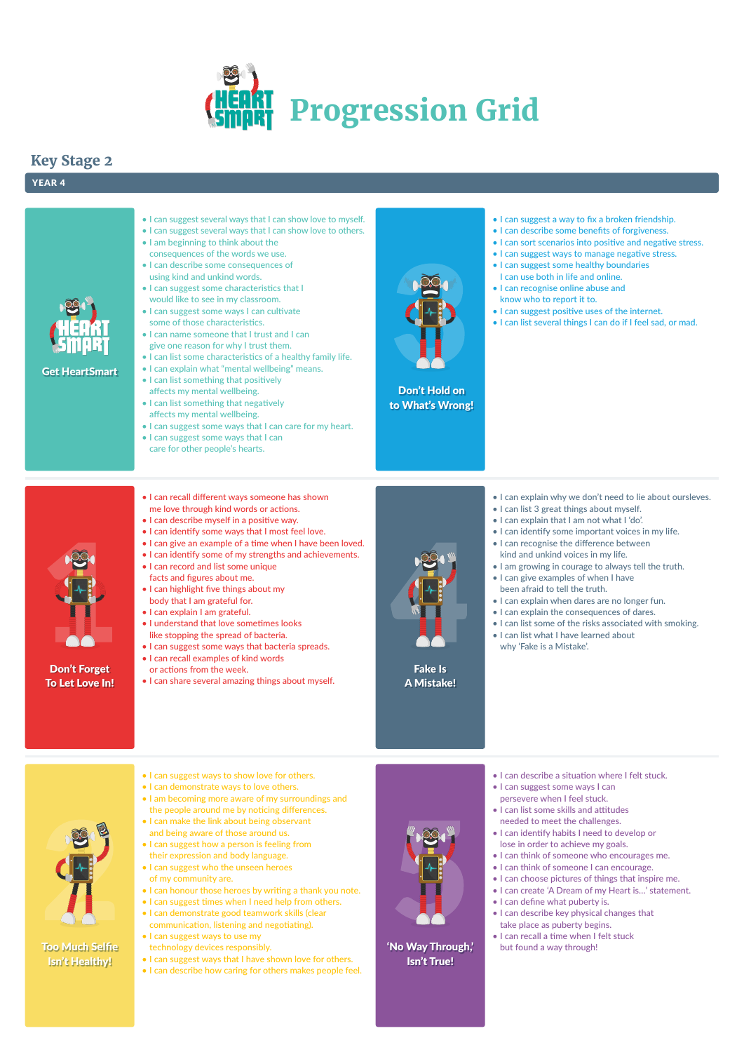# HeartSmart Progression Grid

## Key Stage 2

### YEAR 4

#### Get HeartSmart

- I can suggest several ways that I can show love to myself.
- I can suggest several ways that I can show love to others.
- I am beginning to think about the consequences of the words we use.
- I can describe some consequences of using kind and unkind words.
- I can suggest some characteristics that I would like to see in my classroom.
- I can suggest some ways I can cultivate some of those characteristics.
- I can name someone that I trust and I can give one reason for why I trust them.
- I can list some characteristics of a healthy family life.
- I can explain what "mental wellbeing" means.
- I can list something that positively affects my mental wellbeing.
- I can list something that negatively affects my mental wellbeing.
- I can suggest some ways that I can care for my heart.
- I can suggest some ways that I can care for other people's hearts.

#### Don't Hold on to What's Wrong!

- I can suggest a way to fix a broken friendship.
- I can describe some benefits of forgiveness.
- I can sort scenarios into positive and negative stress.
- I can suggest ways to manage negative stress.
- I can suggest some healthy boundaries I can use both in life and online.
- I can recognise online abuse and know who to report it to.
- I can suggest positive uses of the internet.
- I can list several things I can do if I feel sad, or mad.

#### Don't Forget To Let Love In!

- I can recall different ways someone has shown me love through kind words or actions.
- I can describe myself in a positive way.
- I can identify some ways that I most feel love.
- I can give an example of a time when I have been loved.
- I can identify some of my strengths and achievements.
- I can record and list some unique facts and figures about me.
- I can highlight five things about my body that I am grateful for.
- I can explain I am grateful.
- I understand that love sometimes looks like stopping the spread of bacteria.
- I can suggest some ways that bacteria spreads.
- I can recall examples of kind words or actions from the week.
- I can share several amazing things about myself.

#### Fake Is A Mistake!

- I can explain why we don't need to lie about ourselves.
- I can list 3 great things about myself.
- I can explain that I am not what I 'do'.
- I can identify some important voices in my life.
- I can recognise the difference between kind and unkind voices in my life.
- I am growing in courage to always tell the truth.
- I can give examples of when I have been afraid to tell the truth.
- I can explain when dares are no longer fun.
- I can explain the consequences of dares.
- I can list some of the risks associated with smoking.
- I can list what I have learned about why 'Fake is a Mistake'.

#### Too Much Selfie Isn't Healthy!

- I can suggest ways to show love for others.
- I can demonstrate ways to love others.
- I am becoming more aware of my surroundings and the people around me by noticing differences.
- I can make the link about being observant and being aware of those around us.
- I can suggest how a person is feeling from their expression and body language.
- I can suggest who the unseen heroes of my community are.
- I can honour those heroes by writing a thank you note.
- I can suggest times when I need help from others.
- I can demonstrate good teamwork skills (clear communication, listening and negotiating).
- I can suggest ways to use my technology devices responsibly.
- I can suggest ways that I have shown love for others.
- I can describe how caring for others makes people feel.

#### 'No Way Through,' Isn't True!

- I can describe a situation where I felt stuck.
- I can suggest some ways I can persevere when I feel stuck.
- I can list some skills and attitudes needed to meet the challenges.
- I can identify habits I need to develop or lose in order to achieve my goals.
- I can think of someone who encourages me.
- I can think of someone I can encourage.
- I can choose pictures of things that inspire me.
- I can create 'A Dream of my Heart is…' statement.
- I can define what puberty is.
- I can describe key physical changes that take place as puberty begins.
- I can recall a time when I felt stuck but found a way through!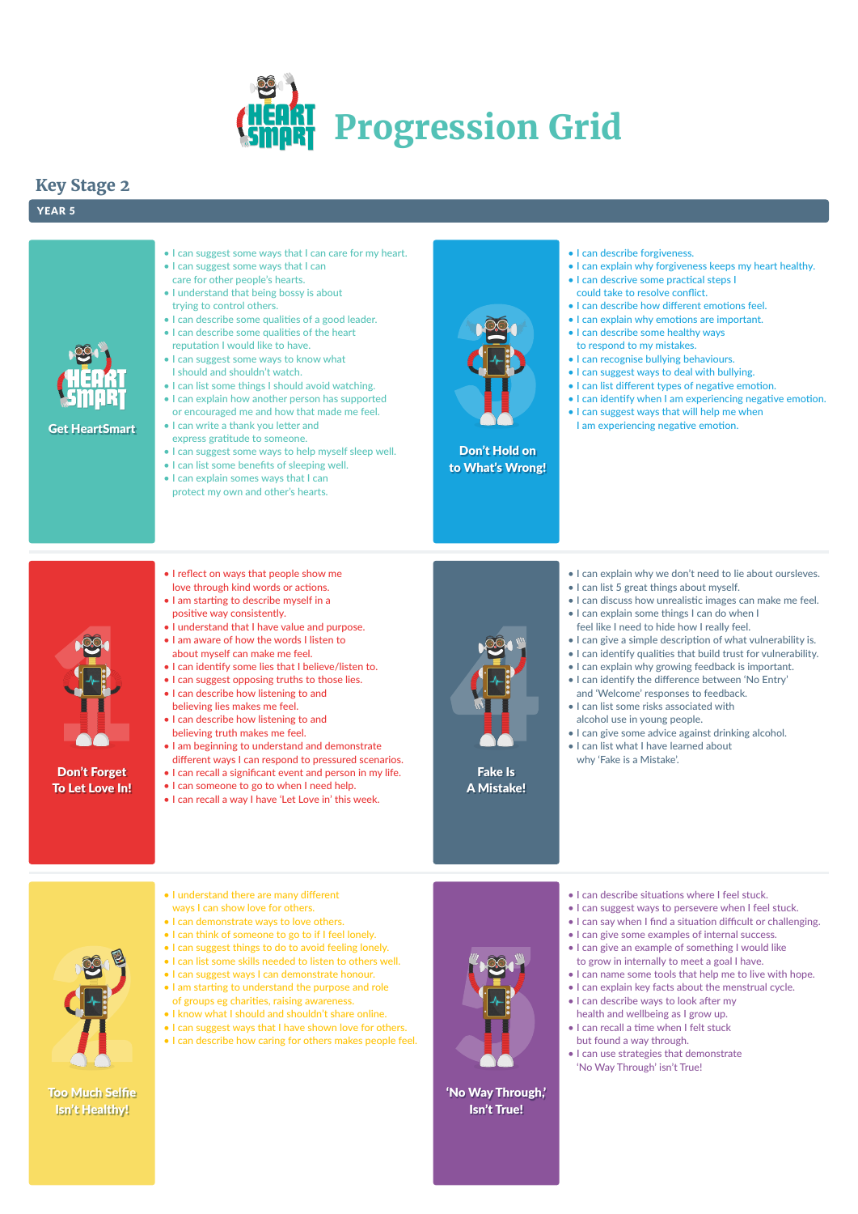# HeartSmart Progression Grid

## Key Stage 2

### YEAR 5

#### Get HeartSmart

- I can suggest some ways that I can care for my heart.
- I can suggest some ways that I can care for other people's hearts.
- I understand that being bossy is about trying to control others.
- I can describe some qualities of a good leader.
- I can describe some qualities of the heart reputation I would like to have.
- I can suggest some ways to know what I should and shouldn't watch.
- I can list some things I should avoid watching.
- I can explain how another person has supported or encouraged me and how that made me feel.
- I can write a thank you letter and express gratitude to someone.
- I can suggest some ways to help myself sleep well.
- I can list some benefits of sleeping well.
- I can explain somes ways that I can protect my own and other's hearts.

#### Don't Hold on to What's Wrong!

- I can describe forgiveness.
- I can explain why forgiveness keeps my heart healthy.
- I can descrive some practical steps I could take to resolve conflict.
- I can describe how different emotions feel.
- I can explain why emotions are important.
- I can describe some healthy ways to respond to my mistakes.
- I can recognise bullying behaviours.
- I can suggest ways to deal with bullying.
- I can list different types of negative emotion.
- I can identify when I am experiencing negative emotion.
- I can suggest ways that will help me when I am experiencing negative emotion.

#### Don't Forget To Let Love In!

- I reflect on ways that people show me love through kind words or actions.
- I am starting to describe myself in a positive way consistently.
- I understand that I have value and purpose.
- I am aware of how the words I listen to about myself can make me feel.
- I can identify some lies that I believe/listen to.
- I can suggest opposing truths to those lies.
- I can describe how listening to and believing lies makes me feel.
- I can describe how listening to and believing truth makes me feel.
- I am beginning to understand and demonstrate different ways I can respond to pressured scenarios.
- I can recall a significant event and person in my life.
- I can someone to go to when I need help.
- I can recall a way I have 'Let Love in' this week.

#### Fake Is A Mistake!

- I can explain why we don't need to lie about oursleves.
- I can list 5 great things about myself.
- I can discuss how unrealistic images can make me feel.
- I can explain some things I can do when I feel like I need to hide how I really feel.
- I can give a simple description of what vulnerability is.
- I can identify qualities that build trust for vulnerability.
- I can explain why growing feedback is important.
- I can identify the difference between 'No Entry' and 'Welcome' responses to feedback.
- I can list some risks associated with alcohol use in young people.
- I can give some advice against drinking alcohol.
- I can list what I have learned about why 'Fake is a Mistake'.

#### Too Much Selfie Isn't Healthy!

- I understand there are many different ways I can show love for others.
- I can demonstrate ways to love others.
- I can think of someone to go to if I feel lonely.
- I can suggest things to do to avoid feeling lonely.
- I can list some skills needed to listen to others well.
- I can suggest ways I can demonstrate honour.
- I am starting to understand the purpose and role of groups eg charities, raising awareness.
- I know what I should and shouldn't share online.
- I can suggest ways that I have shown love for others.
- I can describe how caring for others makes people feel.

#### 'No Way Through,' Isn't True!

- I can describe situations where I feel stuck.
- I can suggest ways to persevere when I feel stuck.
- I can say when I find a situation difficult or challenging.
- I can give some examples of internal success.
- I can give an example of something I would like to grow in internally to meet a goal I have.
- I can name some tools that help me to live with hope.
- I can explain key facts about the menstrual cycle.
- I can describe ways to look after my health and wellbeing as I grow up.
- I can recall a time when I felt stuck but found a way through.
- I can use strategies that demonstrate 'No Way Through' isn't True!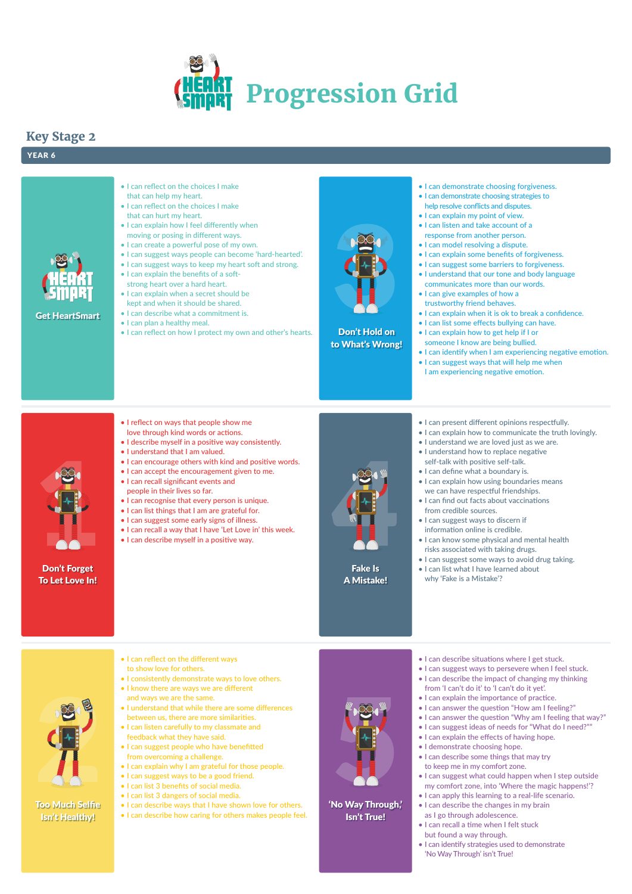# Progression Grid

## Key Stage 2

### YEAR 6

#### Get HeartSmart

- I can reflect on the choices I make that can help my heart.
- I can reflect on the choices I make that can hurt my heart.
- I can explain how I feel differently when moving or posing in different ways.
- I can create a powerful pose of my own.
- I can suggest ways people can become 'hard-hearted'.
- I can suggest ways to keep my heart soft and strong.
- I can explain the benefits of a soft-strong heart over a hard heart.
- I can explain when a secret should be kept and when it should be shared.
- I can describe what a commitment is.
- I can plan a healthy meal.
- I can reflect on how I protect my own and other's hearts.

#### Don't Hold on to What's Wrong!

- I can demonstrate choosing forgiveness.
- I can demonstrate choosing strategies to help resolve conflicts and disputes.
- I can explain my point of view.
- I can listen and take account of a response from another person.
- I can model resolving a dispute.
- I can explain some benefits of forgiveness.
- I can suggest some barriers to forgiveness.
- I understand that our tone and body language communicates more than our words.
- I can give examples of how a trustworthy friend behaves.
- I can explain when it is ok to break a confidence.
- I can list some effects bullying can have.
- I can explain how to get help if I or someone I know are being bullied.
- I can identify when I am experiencing negative emotion.
- I can suggest ways that will help me when I am experiencing negative emotion.

#### Don't Forget To Let Love In!

- I reflect on ways that people show me love through kind words or actions.
- I describe myself in a positive way consistently.
- I understand that I am valued.
- I can encourage others with kind and positive words.
- I can accept the encouragement given to me.
- I can recall significant events and people in their lives so far.
- I can recognise that every person is unique.
- I can list things that I am are grateful for.
- I can suggest some early signs of illness.
- I can recall a way that I have 'Let Love in' this week.
- I can describe myself in a positive way.

#### Fake Is A Mistake!

- I can present different opinions respectfully.
- I can explain how to communicate the truth lovingly.
- I understand we are loved just as we are.
- I understand how to replace negative self-talk with positive self-talk.
- I can define what a boundary is.
- I can explain how using boundaries means we can have respectful friendships.
- I can find out facts about vaccinations from credible sources.
- I can suggest ways to discern if information online is credible.
- I can know some physical and mental health risks associated with taking drugs.
- I can suggest some ways to avoid drug taking.
- I can list what I have learned about why 'Fake is a Mistake'?

#### Too Much Selfie Isn't Healthy!

- I can reflect on the different ways to show love for others.
- I consistently demonstrate ways to love others.
- I know there are ways we are different and ways we are the same.
- I understand that while there are some differences between us, there are more similarities.
- I can listen carefully to my classmate and feedback what they have said.
- I can suggest people who have benefitted from overcoming a challenge.
- I can explain why I am grateful for those people.
- I can suggest ways to be a good friend.
- I can list 3 benefits of social media.
- I can list 3 dangers of social media.
- I can describe ways that I have shown love for others.
- I can describe how caring for others makes people feel.

#### 'No Way Through,' Isn't True!

- I can describe situations where I get stuck.
- I can suggest ways to persevere when I feel stuck.
- I can describe the impact of changing my thinking from 'I can't do it' to 'I can't do it yet'.
- I can explain the importance of practice.
- I can answer the question "How am I feeling?"
- I can answer the question "Why am I feeling that way?"
- I can suggest ideas of needs for "What do I need?""
- I can explain the effects of having hope.
- I demonstrate choosing hope.
- I can describe some things that may try to keep me in my comfort zone.
- I can suggest what could happen when I step outside my comfort zone, into 'Where the magic happens!'?
- I can apply this learning to a real-life scenario.
- I can describe the changes in my brain as I go through adolescence.
- I can recall a time when I felt stuck but found a way through.
- I can identify strategies used to demonstrate 'No Way Through' isn't True!